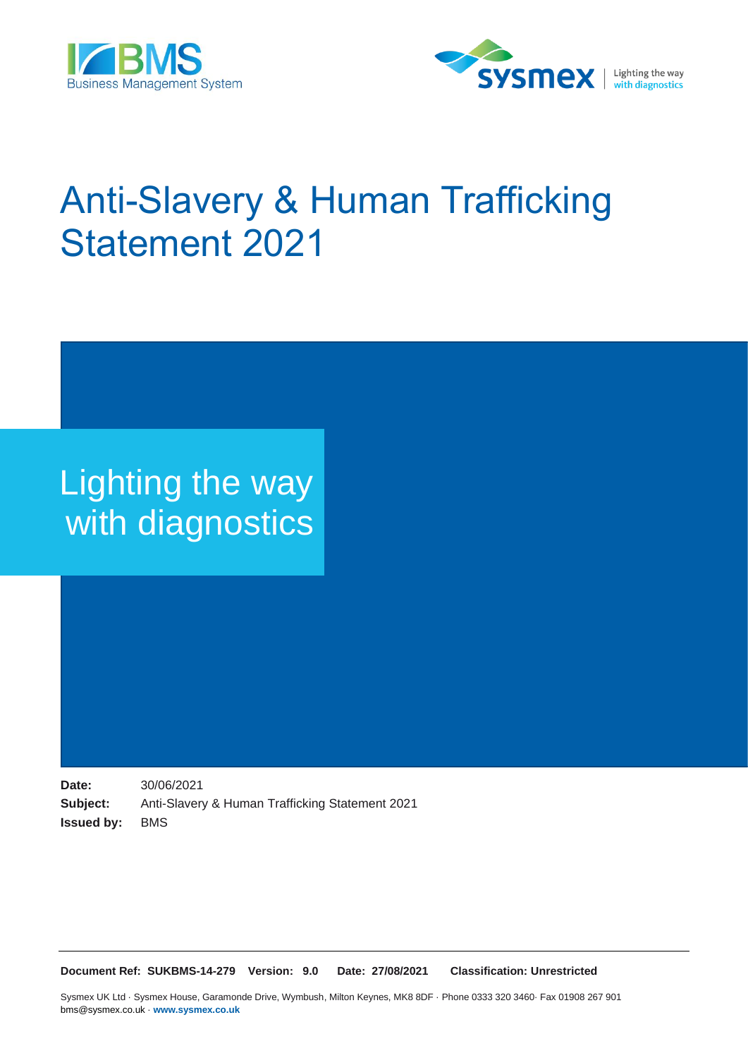# Anti-Slavery & Human Trafficking Statement 2021

Lighting the way with diagnostics

**Date:** 30/06/2021
**Subject:** Anti-Slavery & Human Trafficking Statement 2021
**Issued by:** BMS

**Document Ref: SUKBMS-14-279 Version: 9.0 Date: 27/08/2021 Classification: Unrestricted**

Sysmex UK Ltd · Sysmex House, Garamonde Drive, Wymbush, Milton Keynes, MK8 8DF · Phone 0333 320 3460· Fax 01908 267 901
bms@sysmex.co.uk · **www.sysmex.co.uk**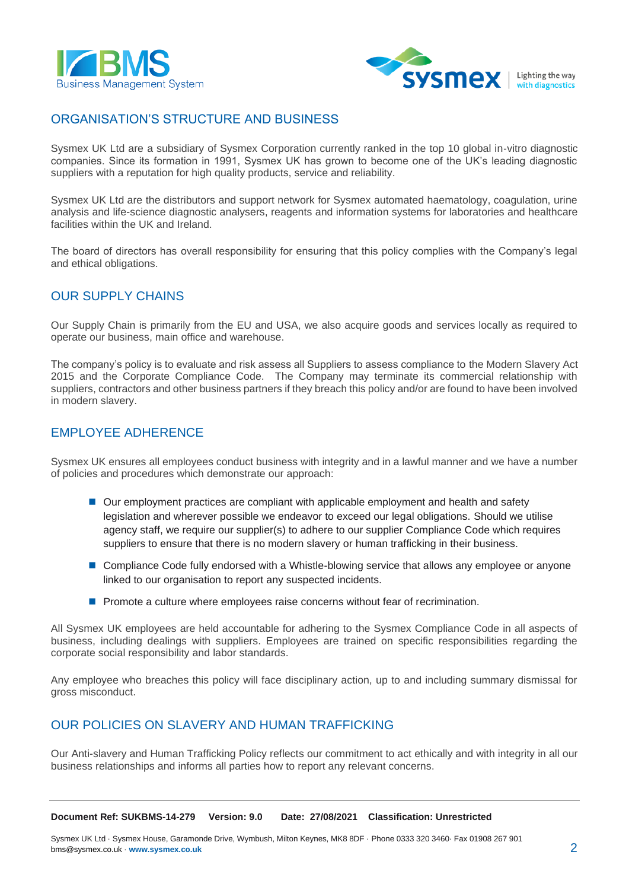## ORGANISATION'S STRUCTURE AND BUSINESS

Sysmex UK Ltd are a subsidiary of Sysmex Corporation currently ranked in the top 10 global in-vitro diagnostic companies. Since its formation in 1991, Sysmex UK has grown to become one of the UK's leading diagnostic suppliers with a reputation for high quality products, service and reliability.

Sysmex UK Ltd are the distributors and support network for Sysmex automated haematology, coagulation, urine analysis and life-science diagnostic analysers, reagents and information systems for laboratories and healthcare facilities within the UK and Ireland.

The board of directors has overall responsibility for ensuring that this policy complies with the Company's legal and ethical obligations.

## OUR SUPPLY CHAINS

Our Supply Chain is primarily from the EU and USA, we also acquire goods and services locally as required to operate our business, main office and warehouse.

The company's policy is to evaluate and risk assess all Suppliers to assess compliance to the Modern Slavery Act 2015 and the Corporate Compliance Code. The Company may terminate its commercial relationship with suppliers, contractors and other business partners if they breach this policy and/or are found to have been involved in modern slavery.

## EMPLOYEE ADHERENCE

Sysmex UK ensures all employees conduct business with integrity and in a lawful manner and we have a number of policies and procedures which demonstrate our approach:

- Our employment practices are compliant with applicable employment and health and safety legislation and wherever possible we endeavor to exceed our legal obligations. Should we utilise agency staff, we require our supplier(s) to adhere to our supplier Compliance Code which requires suppliers to ensure that there is no modern slavery or human trafficking in their business.
- Compliance Code fully endorsed with a Whistle-blowing service that allows any employee or anyone linked to our organisation to report any suspected incidents.
- Promote a culture where employees raise concerns without fear of recrimination.

All Sysmex UK employees are held accountable for adhering to the Sysmex Compliance Code in all aspects of business, including dealings with suppliers. Employees are trained on specific responsibilities regarding the corporate social responsibility and labor standards.

Any employee who breaches this policy will face disciplinary action, up to and including summary dismissal for gross misconduct.

## OUR POLICIES ON SLAVERY AND HUMAN TRAFFICKING

Our Anti-slavery and Human Trafficking Policy reflects our commitment to act ethically and with integrity in all our business relationships and informs all parties how to report any relevant concerns.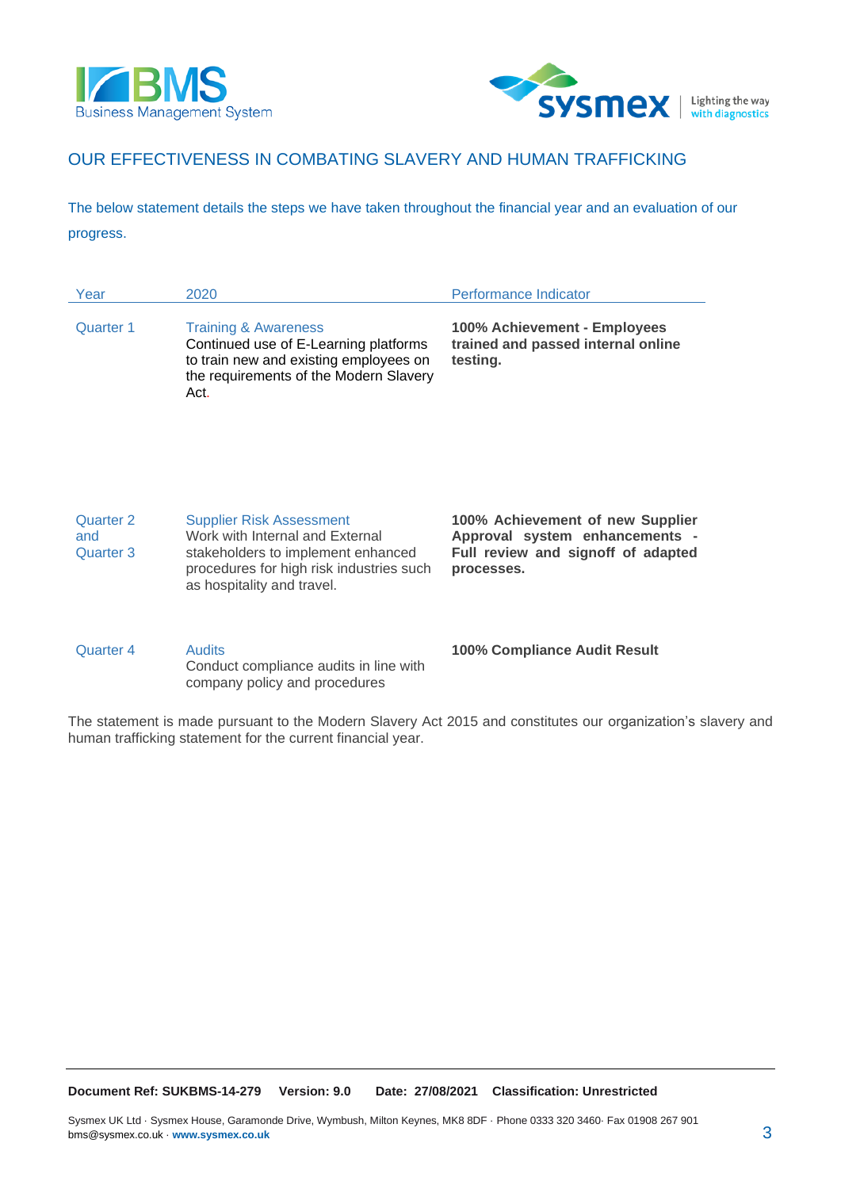## OUR EFFECTIVENESS IN COMBATING SLAVERY AND HUMAN TRAFFICKING

The below statement details the steps we have taken throughout the financial year and an evaluation of our progress.

| Year | 2020 | Performance Indicator |
|---|---|---|
| Quarter 1 | Training & Awareness<br>Continued use of E-Learning platforms to train new and existing employees on the requirements of the Modern Slavery Act. | **100% Achievement - Employees trained and passed internal online testing.** |
| Quarter 2 and Quarter 3 | Supplier Risk Assessment<br>Work with Internal and External stakeholders to implement enhanced procedures for high risk industries such as hospitality and travel. | **100% Achievement of new Supplier Approval system enhancements - Full review and signoff of adapted processes.** |
| Quarter 4 | Audits<br>Conduct compliance audits in line with company policy and procedures | **100% Compliance Audit Result** |

The statement is made pursuant to the Modern Slavery Act 2015 and constitutes our organization's slavery and human trafficking statement for the current financial year.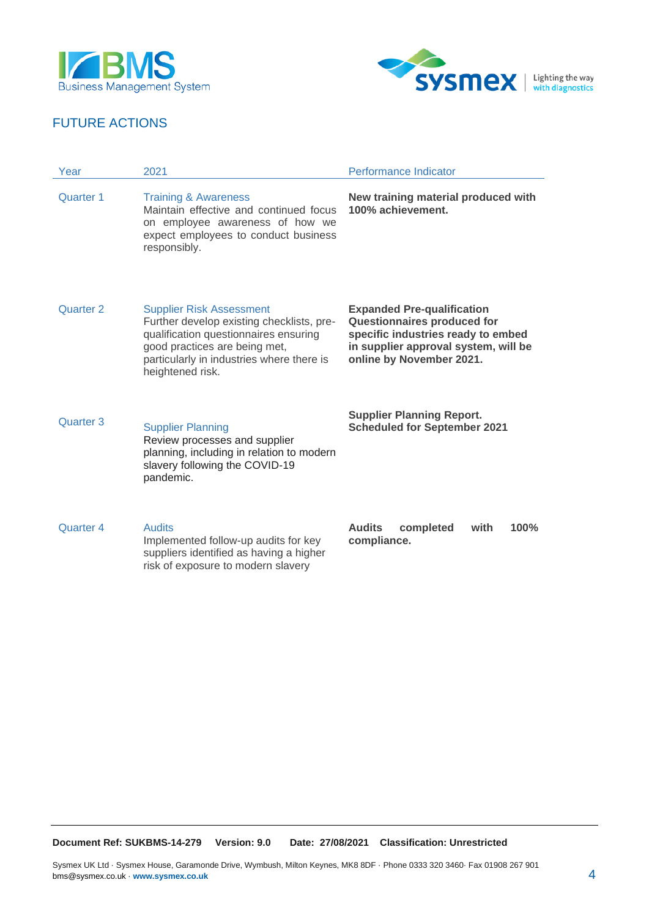## FUTURE ACTIONS

| Year | 2021 | Performance Indicator |
|---|---|---|
| Quarter 1 | Training & Awareness<br>Maintain effective and continued focus on employee awareness of how we expect employees to conduct business responsibly. | **New training material produced with 100% achievement.** |
| Quarter 2 | Supplier Risk Assessment<br>Further develop existing checklists, pre-qualification questionnaires ensuring good practices are being met, particularly in industries where there is heightened risk. | **Expanded Pre-qualification Questionnaires produced for specific industries ready to embed in supplier approval system, will be online by November 2021.** |
| Quarter 3 | Supplier Planning<br>Review processes and supplier planning, including in relation to modern slavery following the COVID-19 pandemic. | **Supplier Planning Report. Scheduled for September 2021** |
| Quarter 4 | Audits<br>Implemented follow-up audits for key suppliers identified as having a higher risk of exposure to modern slavery | **Audits completed with 100% compliance.** |

**Document Ref: SUKBMS-14-279 Version: 9.0 Date: 27/08/2021 Classification: Unrestricted**

Sysmex UK Ltd · Sysmex House, Garamonde Drive, Wymbush, Milton Keynes, MK8 8DF · Phone 0333 320 3460· Fax 01908 267 901
bms@sysmex.co.uk · **www.sysmex.co.uk**